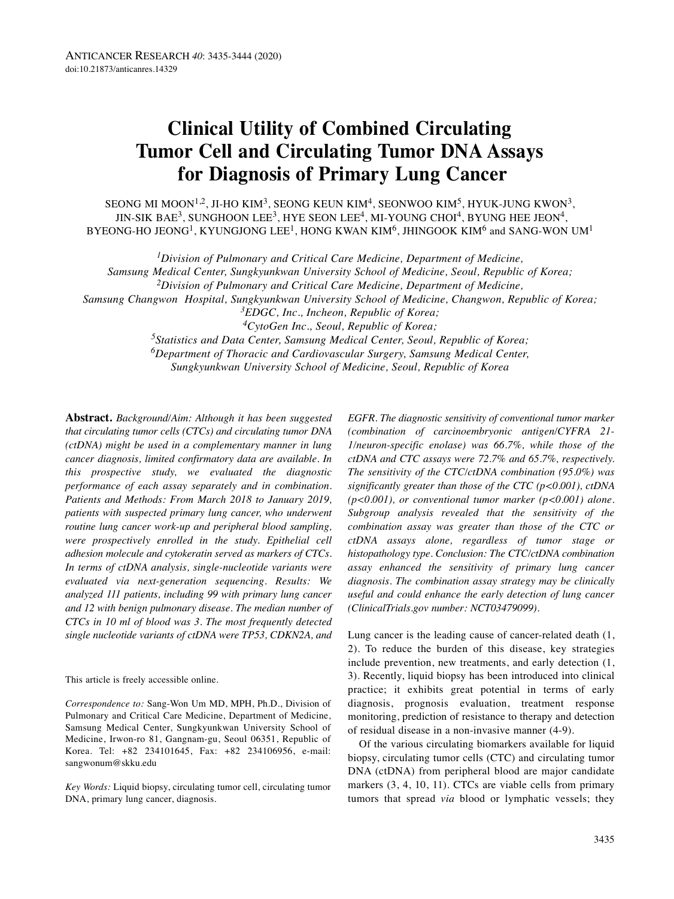# Clinical Utility of Combined Circulating Tumor Cell and Circulating Tumor DNA Assays for Diagnosis of Primary Lung Cancer

SEONG MI MOON[1,2], JI-HO KIM[3], SEONG KEUN KIM[4], SEONWOO KIM[5], HYUK-JUNG KWON[3], JIN-SIK BAE[3], SUNGHOON LEE[3], HYE SEON LEE[4], MI-YOUNG CHOI[4], BYUNG HEE JEON[4], BYEONG-HO JEONG[1], KYUNGJONG LEE[1], HONG KWAN KIM[6], JHINGOOK KIM[6] and SANG-WON UM[1]

*[1]Division of Pulmonary and Critical Care Medicine, Department of Medicine, Samsung Medical Center, Sungkyunkwan University School of Medicine, Seoul, Republic of Korea;*
*[2]Division of Pulmonary and Critical Care Medicine, Department of Medicine, Samsung Changwon Hospital, Sungkyunkwan University School of Medicine, Changwon, Republic of Korea;*
*[3]EDGC, Inc., Incheon, Republic of Korea;*
*[4]CytoGen Inc., Seoul, Republic of Korea;*
*[5]Statistics and Data Center, Samsung Medical Center, Seoul, Republic of Korea;*
*[6]Department of Thoracic and Cardiovascular Surgery, Samsung Medical Center, Sungkyunkwan University School of Medicine, Seoul, Republic of Korea*

**Abstract.** *Background/Aim: Although it has been suggested that circulating tumor cells (CTCs) and circulating tumor DNA (ctDNA) might be used in a complementary manner in lung cancer diagnosis, limited confirmatory data are available. In this prospective study, we evaluated the diagnostic performance of each assay separately and in combination. Patients and Methods: From March 2018 to January 2019, patients with suspected primary lung cancer, who underwent routine lung cancer work-up and peripheral blood sampling, were prospectively enrolled in the study. Epithelial cell adhesion molecule and cytokeratin served as markers of CTCs. In terms of ctDNA analysis, single-nucleotide variants were evaluated via next-generation sequencing. Results: We analyzed 111 patients, including 99 with primary lung cancer and 12 with benign pulmonary disease. The median number of CTCs in 10 ml of blood was 3. The most frequently detected single nucleotide variants of ctDNA were TP53, CDKN2A, and EGFR. The diagnostic sensitivity of conventional tumor marker (combination of carcinoembryonic antigen/CYFRA 21-1/neuron-specific enolase) was 66.7%, while those of the ctDNA and CTC assays were 72.7% and 65.7%, respectively. The sensitivity of the CTC/ctDNA combination (95.0%) was significantly greater than those of the CTC ($p<0.001$), ctDNA ($p<0.001$), or conventional tumor marker ($p<0.001$) alone. Subgroup analysis revealed that the sensitivity of the combination assay was greater than those of the CTC or ctDNA assays alone, regardless of tumor stage or histopathology type. Conclusion: The CTC/ctDNA combination assay enhanced the sensitivity of primary lung cancer diagnosis. The combination assay strategy may be clinically useful and could enhance the early detection of lung cancer (ClinicalTrials.gov number: NCT03479099).*

This article is freely accessible online.

*Correspondence to:* Sang-Won Um MD, MPH, Ph.D., Division of Pulmonary and Critical Care Medicine, Department of Medicine, Samsung Medical Center, Sungkyunkwan University School of Medicine, Irwon-ro 81, Gangnam-gu, Seoul 06351, Republic of Korea. Tel: +82 234101645, Fax: +82 234106956, e-mail: sangwonum@skku.edu

*Key Words:* Liquid biopsy, circulating tumor cell, circulating tumor DNA, primary lung cancer, diagnosis.

Lung cancer is the leading cause of cancer-related death (1, 2). To reduce the burden of this disease, key strategies include prevention, new treatments, and early detection (1, 3). Recently, liquid biopsy has been introduced into clinical practice; it exhibits great potential in terms of early diagnosis, prognosis evaluation, treatment response monitoring, prediction of resistance to therapy and detection of residual disease in a non-invasive manner (4-9).

Of the various circulating biomarkers available for liquid biopsy, circulating tumor cells (CTC) and circulating tumor DNA (ctDNA) from peripheral blood are major candidate markers (3, 4, 10, 11). CTCs are viable cells from primary tumors that spread *via* blood or lymphatic vessels; they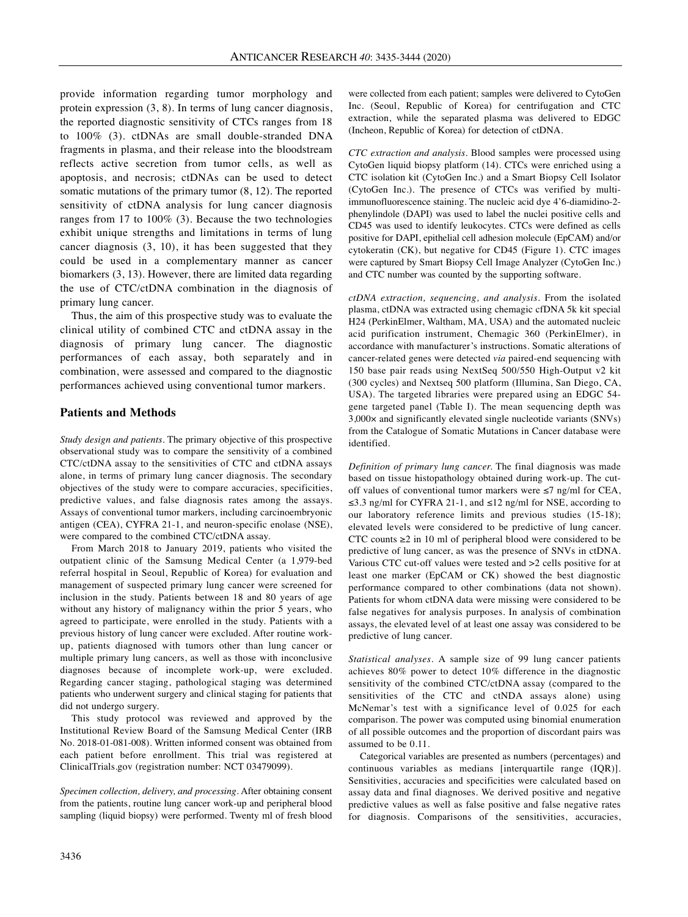provide information regarding tumor morphology and protein expression (3, 8). In terms of lung cancer diagnosis, the reported diagnostic sensitivity of CTCs ranges from 18 to 100% (3). ctDNAs are small double-stranded DNA fragments in plasma, and their release into the bloodstream reflects active secretion from tumor cells, as well as apoptosis, and necrosis; ctDNAs can be used to detect somatic mutations of the primary tumor (8, 12). The reported sensitivity of ctDNA analysis for lung cancer diagnosis ranges from 17 to 100% (3). Because the two technologies exhibit unique strengths and limitations in terms of lung cancer diagnosis (3, 10), it has been suggested that they could be used in a complementary manner as cancer biomarkers (3, 13). However, there are limited data regarding the use of CTC/ctDNA combination in the diagnosis of primary lung cancer.

Thus, the aim of this prospective study was to evaluate the clinical utility of combined CTC and ctDNA assay in the diagnosis of primary lung cancer. The diagnostic performances of each assay, both separately and in combination, were assessed and compared to the diagnostic performances achieved using conventional tumor markers.

## Patients and Methods

*Study design and patients.* The primary objective of this prospective observational study was to compare the sensitivity of a combined CTC/ctDNA assay to the sensitivities of CTC and ctDNA assays alone, in terms of primary lung cancer diagnosis. The secondary objectives of the study were to compare accuracies, specificities, predictive values, and false diagnosis rates among the assays. Assays of conventional tumor markers, including carcinoembryonic antigen (CEA), CYFRA 21-1, and neuron-specific enolase (NSE), were compared to the combined CTC/ctDNA assay.

From March 2018 to January 2019, patients who visited the outpatient clinic of the Samsung Medical Center (a 1,979-bed referral hospital in Seoul, Republic of Korea) for evaluation and management of suspected primary lung cancer were screened for inclusion in the study. Patients between 18 and 80 years of age without any history of malignancy within the prior 5 years, who agreed to participate, were enrolled in the study. Patients with a previous history of lung cancer were excluded. After routine work-up, patients diagnosed with tumors other than lung cancer or multiple primary lung cancers, as well as those with inconclusive diagnoses because of incomplete work-up, were excluded. Regarding cancer staging, pathological staging was determined patients who underwent surgery and clinical staging for patients that did not undergo surgery.

This study protocol was reviewed and approved by the Institutional Review Board of the Samsung Medical Center (IRB No. 2018-01-081-008). Written informed consent was obtained from each patient before enrollment. This trial was registered at ClinicalTrials.gov (registration number: NCT 03479099).

*Specimen collection, delivery, and processing.* After obtaining consent from the patients, routine lung cancer work-up and peripheral blood sampling (liquid biopsy) were performed. Twenty ml of fresh blood were collected from each patient; samples were delivered to CytoGen Inc. (Seoul, Republic of Korea) for centrifugation and CTC extraction, while the separated plasma was delivered to EDGC (Incheon, Republic of Korea) for detection of ctDNA.

*CTC extraction and analysis.* Blood samples were processed using CytoGen liquid biopsy platform (14). CTCs were enriched using a CTC isolation kit (CytoGen Inc.) and a Smart Biopsy Cell Isolator (CytoGen Inc.). The presence of CTCs was verified by multi-immunofluorescence staining. The nucleic acid dye 4'6-diamidino-2-phenylindole (DAPI) was used to label the nuclei positive cells and CD45 was used to identify leukocytes. CTCs were defined as cells positive for DAPI, epithelial cell adhesion molecule (EpCAM) and/or cytokeratin (CK), but negative for CD45 (Figure 1). CTC images were captured by Smart Biopsy Cell Image Analyzer (CytoGen Inc.) and CTC number was counted by the supporting software.

*ctDNA extraction, sequencing, and analysis.* From the isolated plasma, ctDNA was extracted using chemagic cfDNA 5k kit special H24 (PerkinElmer, Waltham, MA, USA) and the automated nucleic acid purification instrument, Chemagic 360 (PerkinElmer), in accordance with manufacturer's instructions. Somatic alterations of cancer-related genes were detected *via* paired-end sequencing with 150 base pair reads using NextSeq 500/550 High-Output v2 kit (300 cycles) and Nextseq 500 platform (Illumina, San Diego, CA, USA). The targeted libraries were prepared using an EDGC 54-gene targeted panel (Table I). The mean sequencing depth was 3,000× and significantly elevated single nucleotide variants (SNVs) from the Catalogue of Somatic Mutations in Cancer database were identified.

*Definition of primary lung cancer.* The final diagnosis was made based on tissue histopathology obtained during work-up. The cut-off values of conventional tumor markers were ≤7 ng/ml for CEA, ≤3.3 ng/ml for CYFRA 21-1, and ≤12 ng/ml for NSE, according to our laboratory reference limits and previous studies (15-18); elevated levels were considered to be predictive of lung cancer. CTC counts ≥2 in 10 ml of peripheral blood were considered to be predictive of lung cancer, as was the presence of SNVs in ctDNA. Various CTC cut-off values were tested and >2 cells positive for at least one marker (EpCAM or CK) showed the best diagnostic performance compared to other combinations (data not shown). Patients for whom ctDNA data were missing were considered to be false negatives for analysis purposes. In analysis of combination assays, the elevated level of at least one assay was considered to be predictive of lung cancer.

*Statistical analyses.* A sample size of 99 lung cancer patients achieves 80% power to detect 10% difference in the diagnostic sensitivity of the combined CTC/ctDNA assay (compared to the sensitivities of the CTC and ctNDA assays alone) using McNemar's test with a significance level of 0.025 for each comparison. The power was computed using binomial enumeration of all possible outcomes and the proportion of discordant pairs was assumed to be 0.11.

Categorical variables are presented as numbers (percentages) and continuous variables as medians [interquartile range (IQR)]. Sensitivities, accuracies and specificities were calculated based on assay data and final diagnoses. We derived positive and negative predictive values as well as false positive and false negative rates for diagnosis. Comparisons of the sensitivities, accuracies,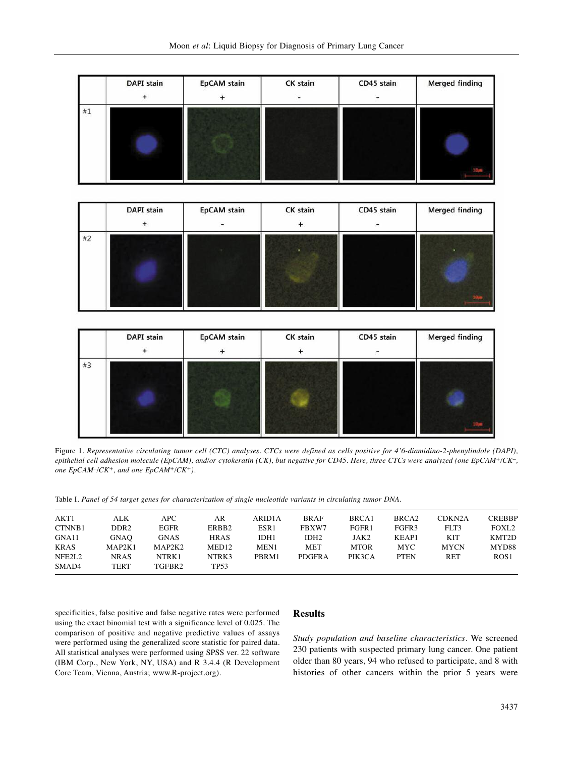Figure 1. *Representative circulating tumor cell (CTC) analyses. CTCs were defined as cells positive for 4'6-diamidino-2-phenylindole (DAPI), epithelial cell adhesion molecule (EpCAM), and/or cytokeratin (CK), but negative for CD45. Here, three CTCs were analyzed (one EpCAM$^+$/CK$^-$, one EpCAM$^-$/CK$^+$, and one EpCAM$^+$/CK$^+$).*

Table I. *Panel of 54 target genes for characterization of single nucleotide variants in circulating tumor DNA.*

| | | | | | | | | | |
|---|---|---|---|---|---|---|---|---|---|
| AKT1 | ALK | APC | AR | ARID1A | BRAF | BRCA1 | BRCA2 | CDKN2A | CREBBP |
| CTNNB1 | DDR2 | EGFR | ERBB2 | ESR1 | FBXW7 | FGFR1 | FGFR3 | FLT3 | FOXL2 |
| GNA11 | GNAQ | GNAS | HRAS | IDH1 | IDH2 | JAK2 | KEAP1 | KIT | KMT2D |
| KRAS | MAP2K1 | MAP2K2 | MED12 | MEN1 | MET | MTOR | MYC | MYCN | MYD88 |
| NFE2L2 | NRAS | NTRK1 | NTRK3 | PBRM1 | PDGFRA | PIK3CA | PTEN | RET | ROS1 |
| SMAD4 | TERT | TGFBR2 | TP53 | | | | | | |

specificities, false positive and false negative rates were performed using the exact binomial test with a significance level of 0.025. The comparison of positive and negative predictive values of assays were performed using the generalized score statistic for paired data. All statistical analyses were performed using SPSS ver. 22 software (IBM Corp., New York, NY, USA) and R 3.4.4 (R Development Core Team, Vienna, Austria; www.R-project.org).

## Results

*Study population and baseline characteristics.* We screened 230 patients with suspected primary lung cancer. One patient older than 80 years, 94 who refused to participate, and 8 with histories of other cancers within the prior 5 years were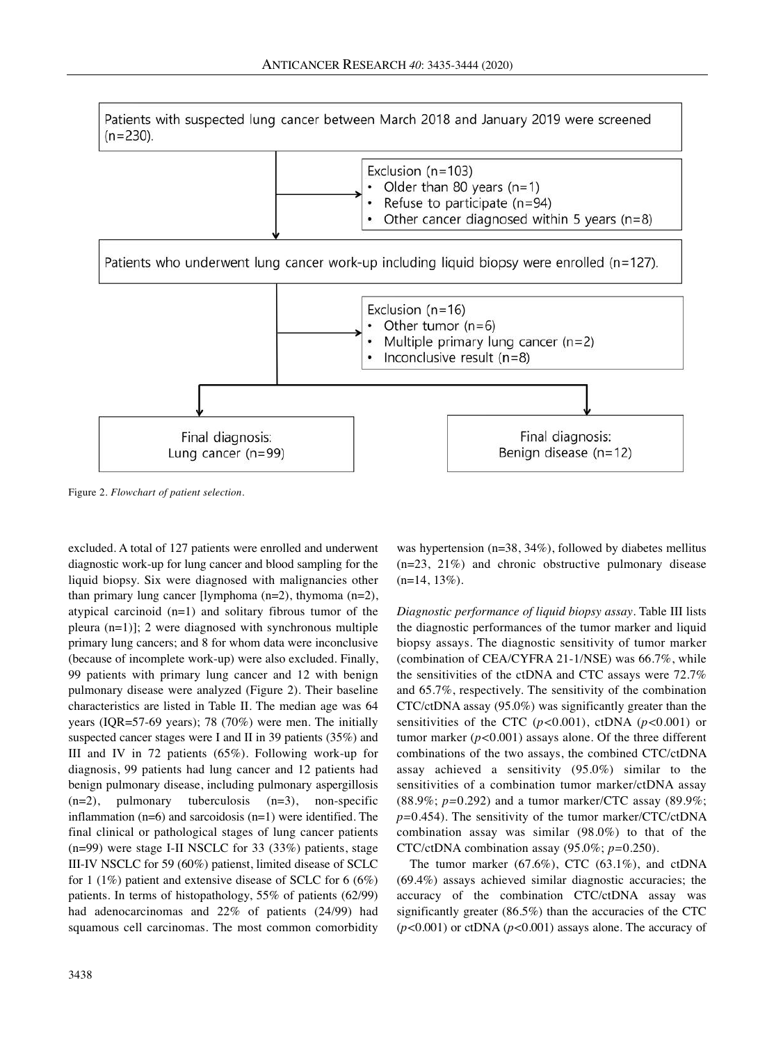Patients with suspected lung cancer between March 2018 and January 2019 were screened (n=230).

Exclusion (n=103)
- Older than 80 years (n=1)
- Refuse to participate (n=94)
- Other cancer diagnosed within 5 years (n=8)

Patients who underwent lung cancer work-up including liquid biopsy were enrolled (n=127).

Exclusion (n=16)
- Other tumor (n=6)
- Multiple primary lung cancer (n=2)
- Inconclusive result (n=8)

Final diagnosis: Lung cancer (n=99)

Final diagnosis: Benign disease (n=12)

Figure 2. *Flowchart of patient selection.*

excluded. A total of 127 patients were enrolled and underwent diagnostic work-up for lung cancer and blood sampling for the liquid biopsy. Six were diagnosed with malignancies other than primary lung cancer [lymphoma (n=2), thymoma (n=2), atypical carcinoid (n=1) and solitary fibrous tumor of the pleura (n=1)]; 2 were diagnosed with synchronous multiple primary lung cancers; and 8 for whom data were inconclusive (because of incomplete work-up) were also excluded. Finally, 99 patients with primary lung cancer and 12 with benign pulmonary disease were analyzed (Figure 2). Their baseline characteristics are listed in Table II. The median age was 64 years (IQR=57-69 years); 78 (70%) were men. The initially suspected cancer stages were I and II in 39 patients (35%) and III and IV in 72 patients (65%). Following work-up for diagnosis, 99 patients had lung cancer and 12 patients had benign pulmonary disease, including pulmonary aspergillosis (n=2), pulmonary tuberculosis (n=3), non-specific inflammation (n=6) and sarcoidosis (n=1) were identified. The final clinical or pathological stages of lung cancer patients (n=99) were stage I-II NSCLC for 33 (33%) patients, stage III-IV NSCLC for 59 (60%) patienst, limited disease of SCLC for 1 (1%) patient and extensive disease of SCLC for 6 (6%) patients. In terms of histopathology, 55% of patients (62/99) had adenocarcinomas and 22% of patients (24/99) had squamous cell carcinomas. The most common comorbidity was hypertension (n=38, 34%), followed by diabetes mellitus (n=23, 21%) and chronic obstructive pulmonary disease (n=14, 13%).

*Diagnostic performance of liquid biopsy assay*. Table III lists the diagnostic performances of the tumor marker and liquid biopsy assays. The diagnostic sensitivity of tumor marker (combination of CEA/CYFRA 21-1/NSE) was 66.7%, while the sensitivities of the ctDNA and CTC assays were 72.7% and 65.7%, respectively. The sensitivity of the combination CTC/ctDNA assay (95.0%) was significantly greater than the sensitivities of the CTC ($p<0.001$), ctDNA ($p<0.001$) or tumor marker ($p<0.001$) assays alone. Of the three different combinations of the two assays, the combined CTC/ctDNA assay achieved a sensitivity (95.0%) similar to the sensitivities of a combination tumor marker/ctDNA assay (88.9%; $p=0.292$) and a tumor marker/CTC assay (89.9%; $p=0.454$). The sensitivity of the tumor marker/CTC/ctDNA combination assay was similar (98.0%) to that of the CTC/ctDNA combination assay (95.0%; $p=0.250$).

The tumor marker (67.6%), CTC (63.1%), and ctDNA (69.4%) assays achieved similar diagnostic accuracies; the accuracy of the combination CTC/ctDNA assay was significantly greater (86.5%) than the accuracies of the CTC ($p<0.001$) or ctDNA ($p<0.001$) assays alone. The accuracy of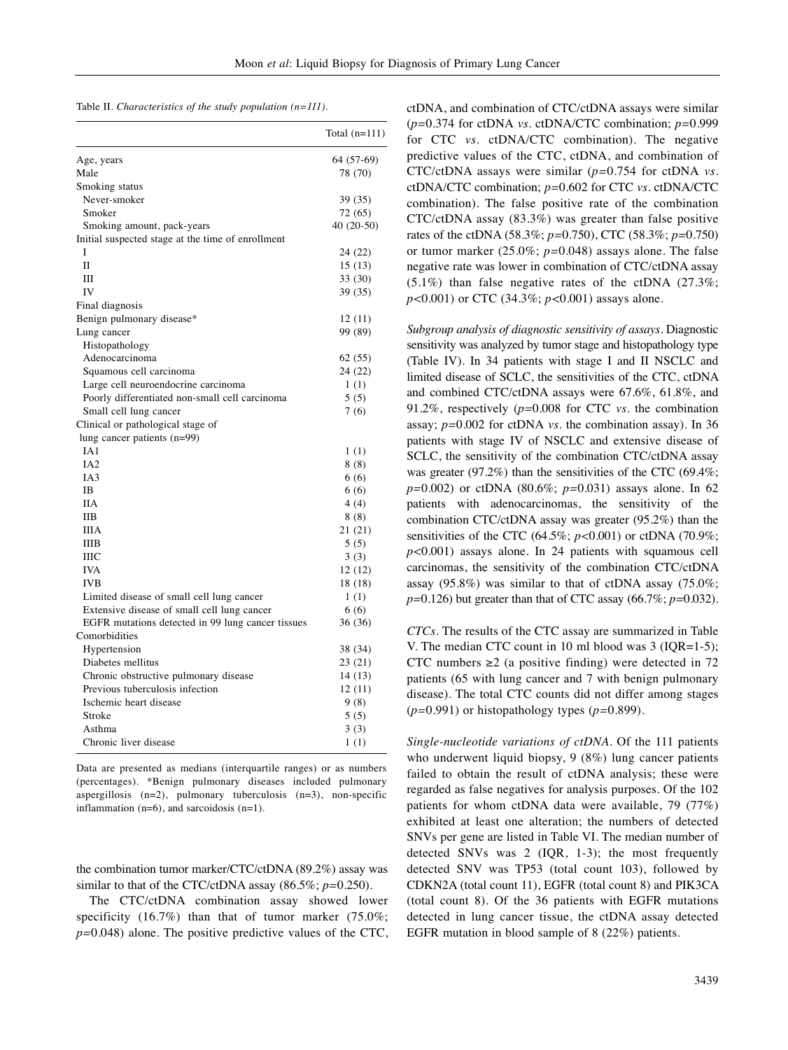Table II. *Characteristics of the study population (n=111).*

| | Total (n=111) |
|---|---|
| Age, years | 64 (57-69) |
| Male | 78 (70) |
| Smoking status | |
| Never-smoker | 39 (35) |
| Smoker | 72 (65) |
| Smoking amount, pack-years | 40 (20-50) |
| Initial suspected stage at the time of enrollment | |
| I | 24 (22) |
| II | 15 (13) |
| III | 33 (30) |
| IV | 39 (35) |
| Final diagnosis | |
| Benign pulmonary disease* | 12 (11) |
| Lung cancer | 99 (89) |
| Histopathology | |
| Adenocarcinoma | 62 (55) |
| Squamous cell carcinoma | 24 (22) |
| Large cell neuroendocrine carcinoma | 1 (1) |
| Poorly differentiated non-small cell carcinoma | 5 (5) |
| Small cell lung cancer | 7 (6) |
| Clinical or pathological stage of lung cancer patients (n=99) | |
| IA1 | 1 (1) |
| IA2 | 8 (8) |
| IA3 | 6 (6) |
| IB | 6 (6) |
| IIA | 4 (4) |
| IIB | 8 (8) |
| IIIA | 21 (21) |
| IIIB | 5 (5) |
| IIIC | 3 (3) |
| IVA | 12 (12) |
| IVB | 18 (18) |
| Limited disease of small cell lung cancer | 1 (1) |
| Extensive disease of small cell lung cancer | 6 (6) |
| EGFR mutations detected in 99 lung cancer tissues | 36 (36) |
| Comorbidities | |
| Hypertension | 38 (34) |
| Diabetes mellitus | 23 (21) |
| Chronic obstructive pulmonary disease | 14 (13) |
| Previous tuberculosis infection | 12 (11) |
| Ischemic heart disease | 9 (8) |
| Stroke | 5 (5) |
| Asthma | 3 (3) |
| Chronic liver disease | 1 (1) |

Data are presented as medians (interquartile ranges) or as numbers (percentages). *Benign pulmonary diseases included pulmonary aspergillosis (n=2), pulmonary tuberculosis (n=3), non-specific inflammation (n=6), and sarcoidosis (n=1).

the combination tumor marker/CTC/ctDNA (89.2%) assay was similar to that of the CTC/ctDNA assay (86.5%; $p=0.250$).

The CTC/ctDNA combination assay showed lower specificity (16.7%) than that of tumor marker (75.0%; $p=0.048$) alone. The positive predictive values of the CTC, ctDNA, and combination of CTC/ctDNA assays were similar ($p=0.374$ for ctDNA *vs*. ctDNA/CTC combination; $p=0.999$ for CTC *vs*. ctDNA/CTC combination). The negative predictive values of the CTC, ctDNA, and combination of CTC/ctDNA assays were similar ($p=0.754$ for ctDNA *vs*. ctDNA/CTC combination; $p=0.602$ for CTC *vs*. ctDNA/CTC combination). The false positive rate of the combination CTC/ctDNA assay (83.3%) was greater than false positive rates of the ctDNA (58.3%; $p=0.750$), CTC (58.3%; $p=0.750$) or tumor marker (25.0%; $p=0.048$) assays alone. The false negative rate was lower in combination of CTC/ctDNA assay (5.1%) than false negative rates of the ctDNA (27.3%; $p<0.001$) or CTC (34.3%; $p<0.001$) assays alone.

*Subgroup analysis of diagnostic sensitivity of assays.* Diagnostic sensitivity was analyzed by tumor stage and histopathology type (Table IV). In 34 patients with stage I and II NSCLC and limited disease of SCLC, the sensitivities of the CTC, ctDNA and combined CTC/ctDNA assays were 67.6%, 61.8%, and 91.2%, respectively ($p=0.008$ for CTC *vs*. the combination assay; $p=0.002$ for ctDNA *vs*. the combination assay). In 36 patients with stage IV of NSCLC and extensive disease of SCLC, the sensitivity of the combination CTC/ctDNA assay was greater (97.2%) than the sensitivities of the CTC (69.4%; $p=0.002$) or ctDNA (80.6%; $p=0.031$) assays alone. In 62 patients with adenocarcinomas, the sensitivity of the combination CTC/ctDNA assay was greater (95.2%) than the sensitivities of the CTC (64.5%; $p<0.001$) or ctDNA (70.9%; $p<0.001$) assays alone. In 24 patients with squamous cell carcinomas, the sensitivity of the combination CTC/ctDNA assay (95.8%) was similar to that of ctDNA assay (75.0%; $p=0.126$) but greater than that of CTC assay (66.7%; $p=0.032$).

*CTCs.* The results of the CTC assay are summarized in Table V. The median CTC count in 10 ml blood was 3 (IQR=1-5); CTC numbers ≥2 (a positive finding) were detected in 72 patients (65 with lung cancer and 7 with benign pulmonary disease). The total CTC counts did not differ among stages ($p=0.991$) or histopathology types ($p=0.899$).

*Single-nucleotide variations of ctDNA.* Of the 111 patients who underwent liquid biopsy, 9 (8%) lung cancer patients failed to obtain the result of ctDNA analysis; these were regarded as false negatives for analysis purposes. Of the 102 patients for whom ctDNA data were available, 79 (77%) exhibited at least one alteration; the numbers of detected SNVs per gene are listed in Table VI. The median number of detected SNVs was 2 (IQR, 1-3); the most frequently detected SNV was TP53 (total count 103), followed by CDKN2A (total count 11), EGFR (total count 8) and PIK3CA (total count 8). Of the 36 patients with EGFR mutations detected in lung cancer tissue, the ctDNA assay detected EGFR mutation in blood sample of 8 (22%) patients.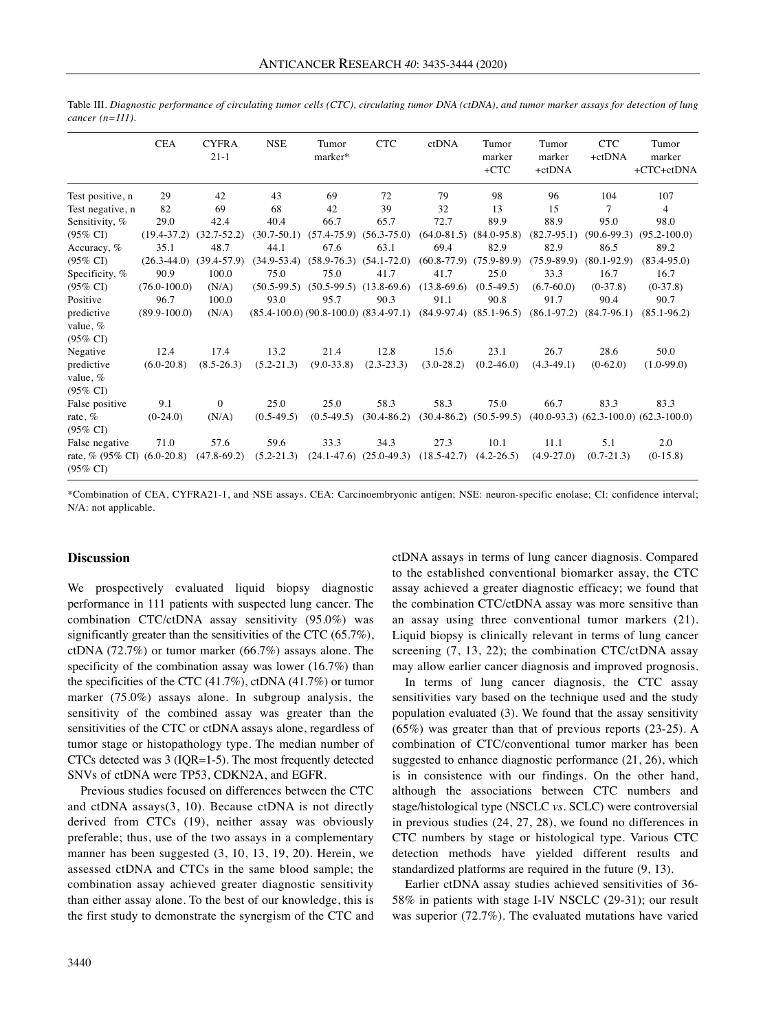Table III. *Diagnostic performance of circulating tumor cells (CTC), circulating tumor DNA (ctDNA), and tumor marker assays for detection of lung cancer (n=111).*

| | CEA | CYFRA 21-1 | NSE | Tumor marker* | CTC | ctDNA | Tumor marker +CTC | Tumor marker +ctDNA | CTC +ctDNA | Tumor marker +CTC+ctDNA |
|---|---|---|---|---|---|---|---|---|---|---|
| Test positive, n | 29 | 42 | 43 | 69 | 72 | 79 | 98 | 96 | 104 | 107 |
| Test negative, n | 82 | 69 | 68 | 42 | 39 | 32 | 13 | 15 | 7 | 4 |
| Sensitivity, % | 29.0 | 42.4 | 40.4 | 66.7 | 65.7 | 72.7 | 89.9 | 88.9 | 95.0 | 98.0 |
| (95% CI) | (19.4-37.2) | (32.7-52.2) | (30.7-50.1) | (57.4-75.9) | (56.3-75.0) | (64.0-81.5) | (84.0-95.8) | (82.7-95.1) | (90.6-99.3) | (95.2-100.0) |
| Accuracy, % | 35.1 | 48.7 | 44.1 | 67.6 | 63.1 | 69.4 | 82.9 | 82.9 | 86.5 | 89.2 |
| (95% CI) | (26.3-44.0) | (39.4-57.9) | (34.9-53.4) | (58.9-76.3) | (54.1-72.0) | (60.8-77.9) | (75.9-89.9) | (75.9-89.9) | (80.1-92.9) | (83.4-95.0) |
| Specificity, % | 90.9 | 100.0 | 75.0 | 75.0 | 41.7 | 41.7 | 25.0 | 33.3 | 16.7 | 16.7 |
| (95% CI) | (76.0-100.0) | (N/A) | (50.5-99.5) | (50.5-99.5) | (13.8-69.6) | (13.8-69.6) | (0.5-49.5) | (6.7-60.0) | (0-37.8) | (0-37.8) |
| Positive predictive value, % (95% CI) | 96.7 (89.9-100.0) | 100.0 (N/A) | 93.0 (85.4-100.0) | 95.7 (90.8-100.0) | 90.3 (83.4-97.1) | 91.1 (84.9-97.4) | 90.8 (85.1-96.5) | 91.7 (86.1-97.2) | 90.4 (84.7-96.1) | 90.7 (85.1-96.2) |
| Negative predictive value, % (95% CI) | 12.4 (6.0-20.8) | 17.4 (8.5-26.3) | 13.2 (5.2-21.3) | 21.4 (9.0-33.8) | 12.8 (2.3-23.3) | 15.6 (3.0-28.2) | 23.1 (0.2-46.0) | 26.7 (4.3-49.1) | 28.6 (0-62.0) | 50.0 (1.0-99.0) |
| False positive rate, % (95% CI) | 9.1 (0-24.0) | 0 (N/A) | 25.0 (0.5-49.5) | 25.0 (0.5-49.5) | 58.3 (30.4-86.2) | 58.3 (30.4-86.2) | 75.0 (50.5-99.5) | 66.7 (40.0-93.3) | 83.3 (62.3-100.0) | 83.3 (62.3-100.0) |
| False negative rate, % (95% CI) (95% CI) | 71.0 (6.0-20.8) | 57.6 (47.8-69.2) | 59.6 (5.2-21.3) | 33.3 (24.1-47.6) | 34.3 (25.0-49.3) | 27.3 (18.5-42.7) | 10.1 (4.2-26.5) | 11.1 (4.9-27.0) | 5.1 (0.7-21.3) | 2.0 (0-15.8) |

*Combination of CEA, CYFRA21-1, and NSE assays. CEA: Carcinoembryonic antigen; NSE: neuron-specific enolase; CI: confidence interval; N/A: not applicable.

## Discussion

We prospectively evaluated liquid biopsy diagnostic performance in 111 patients with suspected lung cancer. The combination CTC/ctDNA assay sensitivity (95.0%) was significantly greater than the sensitivities of the CTC (65.7%), ctDNA (72.7%) or tumor marker (66.7%) assays alone. The specificity of the combination assay was lower (16.7%) than the specificities of the CTC (41.7%), ctDNA (41.7%) or tumor marker (75.0%) assays alone. In subgroup analysis, the sensitivity of the combined assay was greater than the sensitivities of the CTC or ctDNA assays alone, regardless of tumor stage or histopathology type. The median number of CTCs detected was 3 (IQR=1-5). The most frequently detected SNVs of ctDNA were TP53, CDKN2A, and EGFR.

Previous studies focused on differences between the CTC and ctDNA assays(3, 10). Because ctDNA is not directly derived from CTCs (19), neither assay was obviously preferable; thus, use of the two assays in a complementary manner has been suggested (3, 10, 13, 19, 20). Herein, we assessed ctDNA and CTCs in the same blood sample; the combination assay achieved greater diagnostic sensitivity than either assay alone. To the best of our knowledge, this is the first study to demonstrate the synergism of the CTC and ctDNA assays in terms of lung cancer diagnosis. Compared to the established conventional biomarker assay, the CTC assay achieved a greater diagnostic efficacy; we found that the combination CTC/ctDNA assay was more sensitive than an assay using three conventional tumor markers (21). Liquid biopsy is clinically relevant in terms of lung cancer screening (7, 13, 22); the combination CTC/ctDNA assay may allow earlier cancer diagnosis and improved prognosis.

In terms of lung cancer diagnosis, the CTC assay sensitivities vary based on the technique used and the study population evaluated (3). We found that the assay sensitivity (65%) was greater than that of previous reports (23-25). A combination of CTC/conventional tumor marker has been suggested to enhance diagnostic performance (21, 26), which is in consistence with our findings. On the other hand, although the associations between CTC numbers and stage/histological type (NSCLC *vs.* SCLC) were controversial in previous studies (24, 27, 28), we found no differences in CTC numbers by stage or histological type. Various CTC detection methods have yielded different results and standardized platforms are required in the future (9, 13).

Earlier ctDNA assay studies achieved sensitivities of 36-58% in patients with stage I-IV NSCLC (29-31); our result was superior (72.7%). The evaluated mutations have varied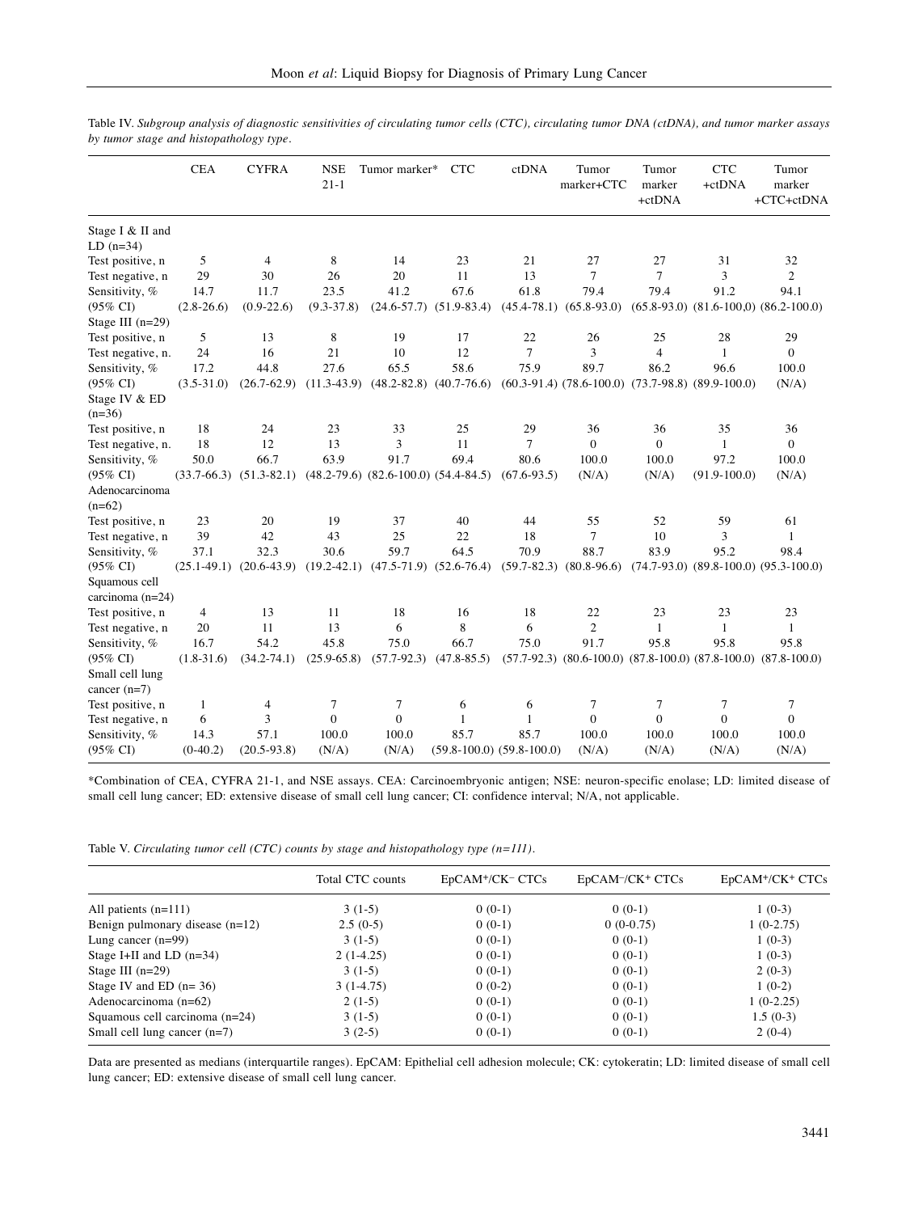Table IV. *Subgroup analysis of diagnostic sensitivities of circulating tumor cells (CTC), circulating tumor DNA (ctDNA), and tumor marker assays by tumor stage and histopathology type.*

| | CEA | CYFRA | NSE 21-1 | Tumor marker* | CTC | ctDNA | Tumor marker+CTC | Tumor marker +ctDNA | CTC +ctDNA | Tumor marker +CTC+ctDNA |
|---|---|---|---|---|---|---|---|---|---|---|
| Stage I & II and LD (n=34) | | | | | | | | | | |
| Test positive, n | 5 | 4 | 8 | 14 | 23 | 21 | 27 | 27 | 31 | 32 |
| Test negative, n | 29 | 30 | 26 | 20 | 11 | 13 | 7 | 7 | 3 | 2 |
| Sensitivity, % | 14.7 | 11.7 | 23.5 | 41.2 | 67.6 | 61.8 | 79.4 | 79.4 | 91.2 | 94.1 |
| (95% CI) | (2.8-26.6) | (0.9-22.6) | (9.3-37.8) | (24.6-57.7) | (51.9-83.4) | (45.4-78.1) | (65.8-93.0) | (65.8-93.0) | (81.6-100,0) | (86.2-100.0) |
| Stage III (n=29) | | | | | | | | | | |
| Test positive, n | 5 | 13 | 8 | 19 | 17 | 22 | 26 | 25 | 28 | 29 |
| Test negative, n. | 24 | 16 | 21 | 10 | 12 | 7 | 3 | 4 | 1 | 0 |
| Sensitivity, % | 17.2 | 44.8 | 27.6 | 65.5 | 58.6 | 75.9 | 89.7 | 86.2 | 96.6 | 100.0 |
| (95% CI) | (3.5-31.0) | (26.7-62.9) | (11.3-43.9) | (48.2-82.8) | (40.7-76.6) | (60.3-91.4) | (78.6-100.0) | (73.7-98.8) | (89.9-100.0) | (N/A) |
| Stage IV & ED (n=36) | | | | | | | | | | |
| Test positive, n | 18 | 24 | 23 | 33 | 25 | 29 | 36 | 36 | 35 | 36 |
| Test negative, n. | 18 | 12 | 13 | 3 | 11 | 7 | 0 | 0 | 1 | 0 |
| Sensitivity, % | 50.0 | 66.7 | 63.9 | 91.7 | 69.4 | 80.6 | 100.0 | 100.0 | 97.2 | 100.0 |
| (95% CI) | (33.7-66.3) | (51.3-82.1) | (48.2-79.6) | (82.6-100.0) | (54.4-84.5) | (67.6-93.5) | (N/A) | (N/A) | (91.9-100.0) | (N/A) |
| Adenocarcinoma (n=62) | | | | | | | | | | |
| Test positive, n | 23 | 20 | 19 | 37 | 40 | 44 | 55 | 52 | 59 | 61 |
| Test negative, n | 39 | 42 | 43 | 25 | 22 | 18 | 7 | 10 | 3 | 1 |
| Sensitivity, % | 37.1 | 32.3 | 30.6 | 59.7 | 64.5 | 70.9 | 88.7 | 83.9 | 95.2 | 98.4 |
| (95% CI) | (25.1-49.1) | (20.6-43.9) | (19.2-42.1) | (47.5-71.9) | (52.6-76.4) | (59.7-82.3) | (80.8-96.6) | (74.7-93.0) | (89.8-100.0) | (95.3-100.0) |
| Squamous cell carcinoma (n=24) | | | | | | | | | | |
| Test positive, n | 4 | 13 | 11 | 18 | 16 | 18 | 22 | 23 | 23 | 23 |
| Test negative, n | 20 | 11 | 13 | 6 | 8 | 6 | 2 | 1 | 1 | 1 |
| Sensitivity, % | 16.7 | 54.2 | 45.8 | 75.0 | 66.7 | 75.0 | 91.7 | 95.8 | 95.8 | 95.8 |
| (95% CI) | (1.8-31.6) | (34.2-74.1) | (25.9-65.8) | (57.7-92.3) | (47.8-85.5) | (57.7-92.3) | (80.6-100.0) | (87.8-100.0) | (87.8-100.0) | (87.8-100.0) |
| Small cell lung cancer (n=7) | | | | | | | | | | |
| Test positive, n | 1 | 4 | 7 | 7 | 6 | 6 | 7 | 7 | 7 | 7 |
| Test negative, n | 6 | 3 | 0 | 0 | 1 | 1 | 0 | 0 | 0 | 0 |
| Sensitivity, % | 14.3 | 57.1 | 100.0 | 100.0 | 85.7 | 85.7 | 100.0 | 100.0 | 100.0 | 100.0 |
| (95% CI) | (0-40.2) | (20.5-93.8) | (N/A) | (N/A) | (59.8-100.0) | (59.8-100.0) | (N/A) | (N/A) | (N/A) | (N/A) |

*Combination of CEA, CYFRA 21-1, and NSE assays. CEA: Carcinoembryonic antigen; NSE: neuron-specific enolase; LD: limited disease of small cell lung cancer; ED: extensive disease of small cell lung cancer; CI: confidence interval; N/A, not applicable.

Table V. *Circulating tumor cell (CTC) counts by stage and histopathology type (n=111).*

| | Total CTC counts | $EpCAM^+/CK^-$ CTCs | $EpCAM^-/CK^+$ CTCs | $EpCAM^+/CK^+$ CTCs |
|---|---|---|---|---|
| All patients (n=111) | 3 (1-5) | 0 (0-1) | 0 (0-1) | 1 (0-3) |
| Benign pulmonary disease (n=12) | 2.5 (0-5) | 0 (0-1) | 0 (0-0.75) | 1 (0-2.75) |
| Lung cancer (n=99) | 3 (1-5) | 0 (0-1) | 0 (0-1) | 1 (0-3) |
| Stage I+II and LD (n=34) | 2 (1-4.25) | 0 (0-1) | 0 (0-1) | 1 (0-3) |
| Stage III (n=29) | 3 (1-5) | 0 (0-1) | 0 (0-1) | 2 (0-3) |
| Stage IV and ED (n= 36) | 3 (1-4.75) | 0 (0-2) | 0 (0-1) | 1 (0-2) |
| Adenocarcinoma (n=62) | 2 (1-5) | 0 (0-1) | 0 (0-1) | 1 (0-2.25) |
| Squamous cell carcinoma (n=24) | 3 (1-5) | 0 (0-1) | 0 (0-1) | 1.5 (0-3) |
| Small cell lung cancer (n=7) | 3 (2-5) | 0 (0-1) | 0 (0-1) | 2 (0-4) |

Data are presented as medians (interquartile ranges). EpCAM: Epithelial cell adhesion molecule; CK: cytokeratin; LD: limited disease of small cell lung cancer; ED: extensive disease of small cell lung cancer.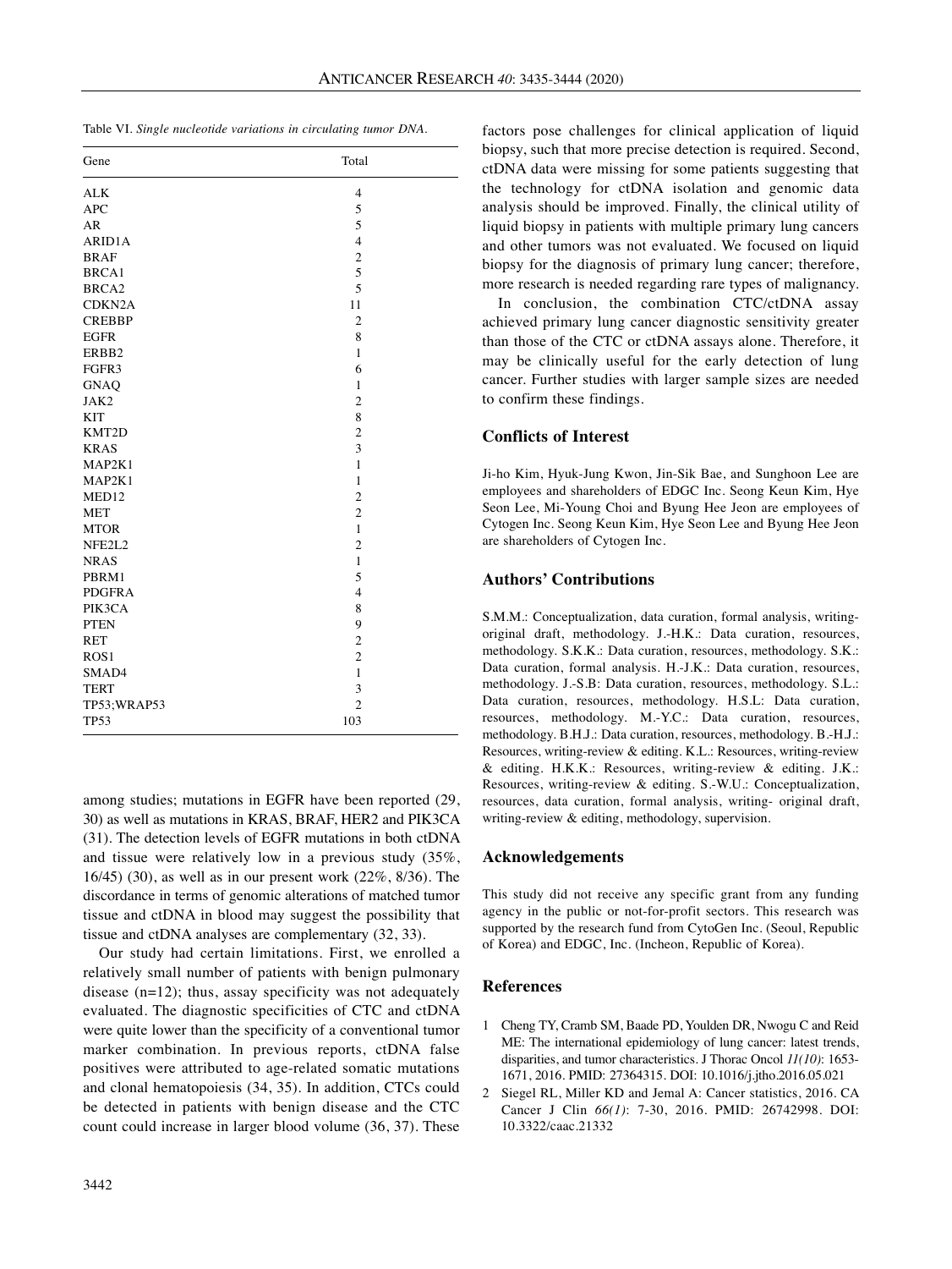Table VI. *Single nucleotide variations in circulating tumor DNA.*

| Gene | Total |
|---|---|
| ALK | 4 |
| APC | 5 |
| AR | 5 |
| ARID1A | 4 |
| BRAF | 2 |
| BRCA1 | 5 |
| BRCA2 | 5 |
| CDKN2A | 11 |
| CREBBP | 2 |
| EGFR | 8 |
| ERBB2 | 1 |
| FGFR3 | 6 |
| GNAQ | 1 |
| JAK2 | 2 |
| KIT | 8 |
| KMT2D | 2 |
| KRAS | 3 |
| MAP2K1 | 1 |
| MAP2K1 | 1 |
| MED12 | 2 |
| MET | 2 |
| MTOR | 1 |
| NFE2L2 | 2 |
| NRAS | 1 |
| PBRM1 | 5 |
| PDGFRA | 4 |
| PIK3CA | 8 |
| PTEN | 9 |
| RET | 2 |
| ROS1 | 2 |
| SMAD4 | 1 |
| TERT | 3 |
| TP53;WRAP53 | 2 |
| TP53 | 103 |

among studies; mutations in EGFR have been reported (29, 30) as well as mutations in KRAS, BRAF, HER2 and PIK3CA (31). The detection levels of EGFR mutations in both ctDNA and tissue were relatively low in a previous study (35%, 16/45) (30), as well as in our present work (22%, 8/36). The discordance in terms of genomic alterations of matched tumor tissue and ctDNA in blood may suggest the possibility that tissue and ctDNA analyses are complementary (32, 33).

Our study had certain limitations. First, we enrolled a relatively small number of patients with benign pulmonary disease (n=12); thus, assay specificity was not adequately evaluated. The diagnostic specificities of CTC and ctDNA were quite lower than the specificity of a conventional tumor marker combination. In previous reports, ctDNA false positives were attributed to age-related somatic mutations and clonal hematopoiesis (34, 35). In addition, CTCs could be detected in patients with benign disease and the CTC count could increase in larger blood volume (36, 37). These factors pose challenges for clinical application of liquid biopsy, such that more precise detection is required. Second, ctDNA data were missing for some patients suggesting that the technology for ctDNA isolation and genomic data analysis should be improved. Finally, the clinical utility of liquid biopsy in patients with multiple primary lung cancers and other tumors was not evaluated. We focused on liquid biopsy for the diagnosis of primary lung cancer; therefore, more research is needed regarding rare types of malignancy.

In conclusion, the combination CTC/ctDNA assay achieved primary lung cancer diagnostic sensitivity greater than those of the CTC or ctDNA assays alone. Therefore, it may be clinically useful for the early detection of lung cancer. Further studies with larger sample sizes are needed to confirm these findings.

## Conflicts of Interest

Ji-ho Kim, Hyuk-Jung Kwon, Jin-Sik Bae, and Sunghoon Lee are employees and shareholders of EDGC Inc. Seong Keun Kim, Hye Seon Lee, Mi-Young Choi and Byung Hee Jeon are employees of Cytogen Inc. Seong Keun Kim, Hye Seon Lee and Byung Hee Jeon are shareholders of Cytogen Inc.

## Authors' Contributions

S.M.M.: Conceptualization, data curation, formal analysis, writing-original draft, methodology. J.-H.K.: Data curation, resources, methodology. S.K.K.: Data curation, resources, methodology. S.K.: Data curation, formal analysis. H.-J.K.: Data curation, resources, methodology. J.-S.B: Data curation, resources, methodology. S.L.: Data curation, resources, methodology. H.S.L: Data curation, resources, methodology. M.-Y.C.: Data curation, resources, methodology. B.H.J.: Data curation, resources, methodology. B.-H.J.: Resources, writing-review & editing. K.L.: Resources, writing-review & editing. H.K.K.: Resources, writing-review & editing. J.K.: Resources, writing-review & editing. S.-W.U.: Conceptualization, resources, data curation, formal analysis, writing- original draft, writing-review & editing, methodology, supervision.

## Acknowledgements

This study did not receive any specific grant from any funding agency in the public or not-for-profit sectors. This research was supported by the research fund from CytoGen Inc. (Seoul, Republic of Korea) and EDGC, Inc. (Incheon, Republic of Korea).

## References

1 Cheng TY, Cramb SM, Baade PD, Youlden DR, Nwogu C and Reid ME: The international epidemiology of lung cancer: latest trends, disparities, and tumor characteristics. J Thorac Oncol *11(10)*: 1653-1671, 2016. PMID: 27364315. DOI: 10.1016/j.jtho.2016.05.021

2 Siegel RL, Miller KD and Jemal A: Cancer statistics, 2016. CA Cancer J Clin *66(1)*: 7-30, 2016. PMID: 26742998. DOI: 10.3322/caac.21332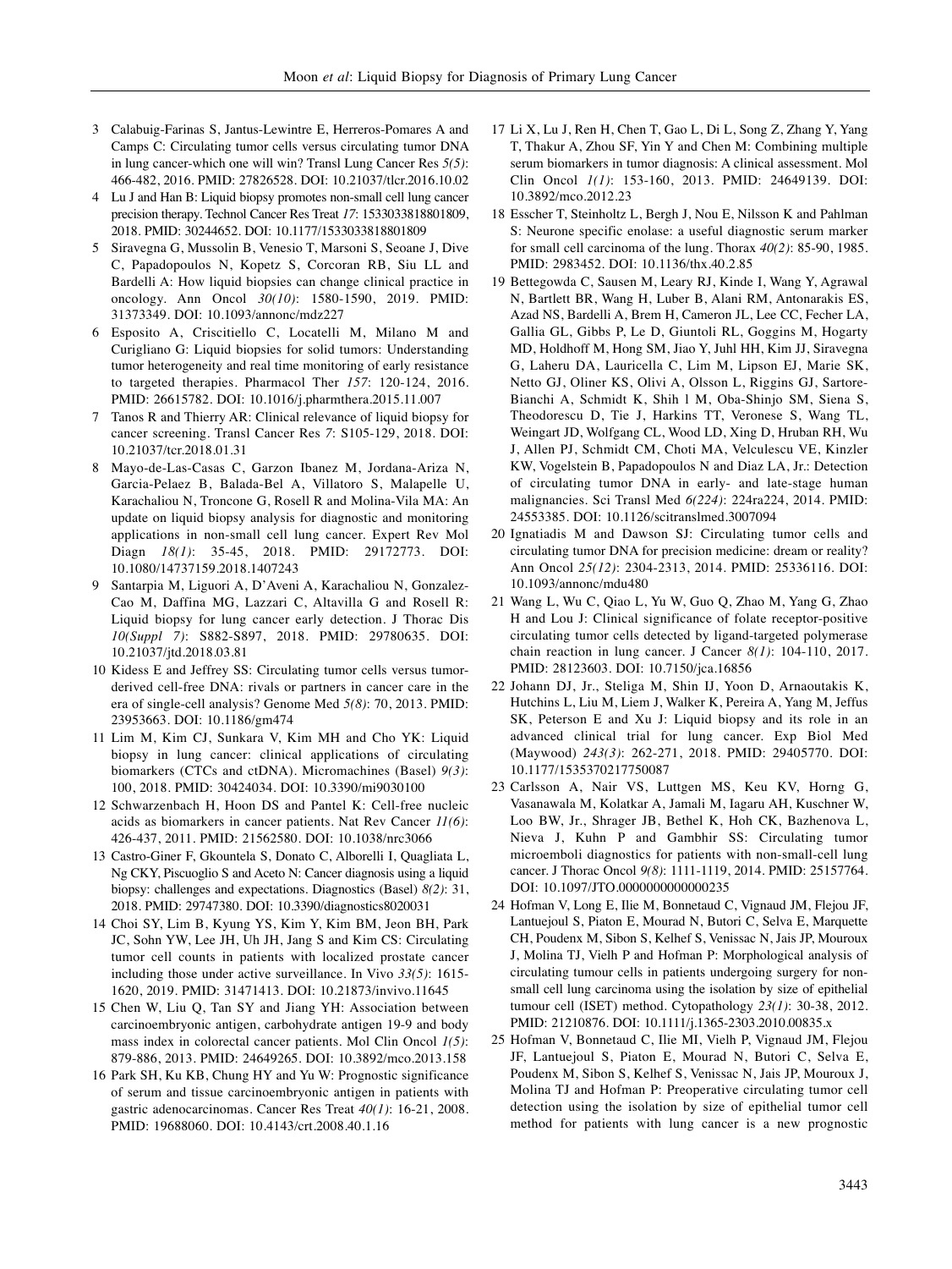3 Calabuig-Farinas S, Jantus-Lewintre E, Herreros-Pomares A and Camps C: Circulating tumor cells versus circulating tumor DNA in lung cancer-which one will win? Transl Lung Cancer Res *5(5)*: 466-482, 2016. PMID: 27826528. DOI: 10.21037/tlcr.2016.10.02

4 Lu J and Han B: Liquid biopsy promotes non-small cell lung cancer precision therapy. Technol Cancer Res Treat *17*: 1533033818801809, 2018. PMID: 30244652. DOI: 10.1177/1533033818801809

5 Siravegna G, Mussolin B, Venesio T, Marsoni S, Seoane J, Dive C, Papadopoulos N, Kopetz S, Corcoran RB, Siu LL and Bardelli A: How liquid biopsies can change clinical practice in oncology. Ann Oncol *30(10)*: 1580-1590, 2019. PMID: 31373349. DOI: 10.1093/annonc/mdz227

6 Esposito A, Criscitiello C, Locatelli M, Milano M and Curigliano G: Liquid biopsies for solid tumors: Understanding tumor heterogeneity and real time monitoring of early resistance to targeted therapies. Pharmacol Ther *157*: 120-124, 2016. PMID: 26615782. DOI: 10.1016/j.pharmthera.2015.11.007

7 Tanos R and Thierry AR: Clinical relevance of liquid biopsy for cancer screening. Transl Cancer Res *7*: S105-129, 2018. DOI: 10.21037/tcr.2018.01.31

8 Mayo-de-Las-Casas C, Garzon Ibanez M, Jordana-Ariza N, Garcia-Pelaez B, Balada-Bel A, Villatoro S, Malapelle U, Karachaliou N, Troncone G, Rosell R and Molina-Vila MA: An update on liquid biopsy analysis for diagnostic and monitoring applications in non-small cell lung cancer. Expert Rev Mol Diagn *18(1)*: 35-45, 2018. PMID: 29172773. DOI: 10.1080/14737159.2018.1407243

9 Santarpia M, Liguori A, D'Aveni A, Karachaliou N, Gonzalez-Cao M, Daffina MG, Lazzari C, Altavilla G and Rosell R: Liquid biopsy for lung cancer early detection. J Thorac Dis *10(Suppl 7)*: S882-S897, 2018. PMID: 29780635. DOI: 10.21037/jtd.2018.03.81

10 Kidess E and Jeffrey SS: Circulating tumor cells versus tumor-derived cell-free DNA: rivals or partners in cancer care in the era of single-cell analysis? Genome Med *5(8)*: 70, 2013. PMID: 23953663. DOI: 10.1186/gm474

11 Lim M, Kim CJ, Sunkara V, Kim MH and Cho YK: Liquid biopsy in lung cancer: clinical applications of circulating biomarkers (CTCs and ctDNA). Micromachines (Basel) *9(3)*: 100, 2018. PMID: 30424034. DOI: 10.3390/mi9030100

12 Schwarzenbach H, Hoon DS and Pantel K: Cell-free nucleic acids as biomarkers in cancer patients. Nat Rev Cancer *11(6)*: 426-437, 2011. PMID: 21562580. DOI: 10.1038/nrc3066

13 Castro-Giner F, Gkountela S, Donato C, Alborelli I, Quagliata L, Ng CKY, Piscuoglio S and Aceto N: Cancer diagnosis using a liquid biopsy: challenges and expectations. Diagnostics (Basel) *8(2)*: 31, 2018. PMID: 29747380. DOI: 10.3390/diagnostics8020031

14 Choi SY, Lim B, Kyung YS, Kim Y, Kim BM, Jeon BH, Park JC, Sohn YW, Lee JH, Uh JH, Jang S and Kim CS: Circulating tumor cell counts in patients with localized prostate cancer including those under active surveillance. In Vivo *33(5)*: 1615-1620, 2019. PMID: 31471413. DOI: 10.21873/invivo.11645

15 Chen W, Liu Q, Tan SY and Jiang YH: Association between carcinoembryonic antigen, carbohydrate antigen 19-9 and body mass index in colorectal cancer patients. Mol Clin Oncol *1(5)*: 879-886, 2013. PMID: 24649265. DOI: 10.3892/mco.2013.158

16 Park SH, Ku KB, Chung HY and Yu W: Prognostic significance of serum and tissue carcinoembryonic antigen in patients with gastric adenocarcinomas. Cancer Res Treat *40(1)*: 16-21, 2008. PMID: 19688060. DOI: 10.4143/crt.2008.40.1.16

17 Li X, Lu J, Ren H, Chen T, Gao L, Di L, Song Z, Zhang Y, Yang T, Thakur A, Zhou SF, Yin Y and Chen M: Combining multiple serum biomarkers in tumor diagnosis: A clinical assessment. Mol Clin Oncol *1(1)*: 153-160, 2013. PMID: 24649139. DOI: 10.3892/mco.2012.23

18 Esscher T, Steinholtz L, Bergh J, Nou E, Nilsson K and Pahlman S: Neurone specific enolase: a useful diagnostic serum marker for small cell carcinoma of the lung. Thorax *40(2)*: 85-90, 1985. PMID: 2983452. DOI: 10.1136/thx.40.2.85

19 Bettegowda C, Sausen M, Leary RJ, Kinde I, Wang Y, Agrawal N, Bartlett BR, Wang H, Luber B, Alani RM, Antonarakis ES, Azad NS, Bardelli A, Brem H, Cameron JL, Lee CC, Fecher LA, Gallia GL, Gibbs P, Le D, Giuntoli RL, Goggins M, Hogarty MD, Holdhoff M, Hong SM, Jiao Y, Juhl HH, Kim JJ, Siravegna G, Laheru DA, Lauricella C, Lim M, Lipson EJ, Marie SK, Netto GJ, Oliner KS, Olivi A, Olsson L, Riggins GJ, Sartore-Bianchi A, Schmidt K, Shih l M, Oba-Shinjo SM, Siena S, Theodorescu D, Tie J, Harkins TT, Veronese S, Wang TL, Weingart JD, Wolfgang CL, Wood LD, Xing D, Hruban RH, Wu J, Allen PJ, Schmidt CM, Choti MA, Velculescu VE, Kinzler KW, Vogelstein B, Papadopoulos N and Diaz LA, Jr.: Detection of circulating tumor DNA in early- and late-stage human malignancies. Sci Transl Med *6(224)*: 224ra224, 2014. PMID: 24553385. DOI: 10.1126/scitranslmed.3007094

20 Ignatiadis M and Dawson SJ: Circulating tumor cells and circulating tumor DNA for precision medicine: dream or reality? Ann Oncol *25(12)*: 2304-2313, 2014. PMID: 25336116. DOI: 10.1093/annonc/mdu480

21 Wang L, Wu C, Qiao L, Yu W, Guo Q, Zhao M, Yang G, Zhao H and Lou J: Clinical significance of folate receptor-positive circulating tumor cells detected by ligand-targeted polymerase chain reaction in lung cancer. J Cancer *8(1)*: 104-110, 2017. PMID: 28123603. DOI: 10.7150/jca.16856

22 Johann DJ, Jr., Steliga M, Shin IJ, Yoon D, Arnaoutakis K, Hutchins L, Liu M, Liem J, Walker K, Pereira A, Yang M, Jeffus SK, Peterson E and Xu J: Liquid biopsy and its role in an advanced clinical trial for lung cancer. Exp Biol Med (Maywood) *243(3)*: 262-271, 2018. PMID: 29405770. DOI: 10.1177/1535370217750087

23 Carlsson A, Nair VS, Luttgen MS, Keu KV, Horng G, Vasanawala M, Kolatkar A, Jamali M, Iagaru AH, Kuschner W, Loo BW, Jr., Shrager JB, Bethel K, Hoh CK, Bazhenova L, Nieva J, Kuhn P and Gambhir SS: Circulating tumor microemboli diagnostics for patients with non-small-cell lung cancer. J Thorac Oncol *9(8)*: 1111-1119, 2014. PMID: 25157764. DOI: 10.1097/JTO.0000000000000235

24 Hofman V, Long E, Ilie M, Bonnetaud C, Vignaud JM, Flejou JF, Lantuejoul S, Piaton E, Mourad N, Butori C, Selva E, Marquette CH, Poudenx M, Sibon S, Kelhef S, Venissac N, Jais JP, Mouroux J, Molina TJ, Vielh P and Hofman P: Morphological analysis of circulating tumour cells in patients undergoing surgery for non-small cell lung carcinoma using the isolation by size of epithelial tumour cell (ISET) method. Cytopathology *23(1)*: 30-38, 2012. PMID: 21210876. DOI: 10.1111/j.1365-2303.2010.00835.x

25 Hofman V, Bonnetaud C, Ilie MI, Vielh P, Vignaud JM, Flejou JF, Lantuejoul S, Piaton E, Mourad N, Butori C, Selva E, Poudenx M, Sibon S, Kelhef S, Venissac N, Jais JP, Mouroux J, Molina TJ and Hofman P: Preoperative circulating tumor cell detection using the isolation by size of epithelial tumor cell method for patients with lung cancer is a new prognostic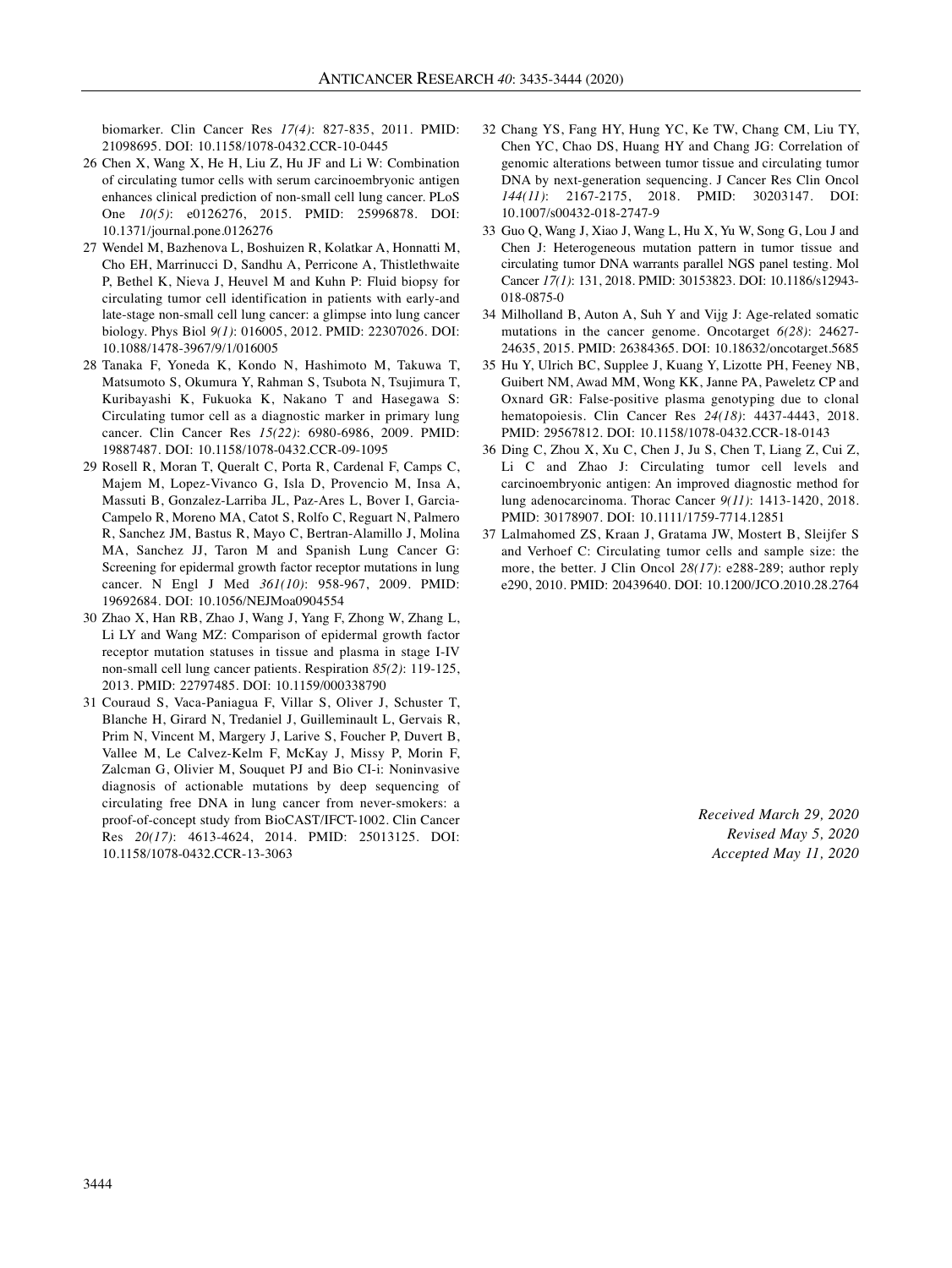biomarker. Clin Cancer Res *17(4)*: 827-835, 2011. PMID: 21098695. DOI: 10.1158/1078-0432.CCR-10-0445

26 Chen X, Wang X, He H, Liu Z, Hu JF and Li W: Combination of circulating tumor cells with serum carcinoembryonic antigen enhances clinical prediction of non-small cell lung cancer. PLoS One *10(5)*: e0126276, 2015. PMID: 25996878. DOI: 10.1371/journal.pone.0126276

27 Wendel M, Bazhenova L, Boshuizen R, Kolatkar A, Honnatti M, Cho EH, Marrinucci D, Sandhu A, Perricone A, Thistlethwaite P, Bethel K, Nieva J, Heuvel M and Kuhn P: Fluid biopsy for circulating tumor cell identification in patients with early-and late-stage non-small cell lung cancer: a glimpse into lung cancer biology. Phys Biol *9(1)*: 016005, 2012. PMID: 22307026. DOI: 10.1088/1478-3967/9/1/016005

28 Tanaka F, Yoneda K, Kondo N, Hashimoto M, Takuwa T, Matsumoto S, Okumura Y, Rahman S, Tsubota N, Tsujimura T, Kuribayashi K, Fukuoka K, Nakano T and Hasegawa S: Circulating tumor cell as a diagnostic marker in primary lung cancer. Clin Cancer Res *15(22)*: 6980-6986, 2009. PMID: 19887487. DOI: 10.1158/1078-0432.CCR-09-1095

29 Rosell R, Moran T, Queralt C, Porta R, Cardenal F, Camps C, Majem M, Lopez-Vivanco G, Isla D, Provencio M, Insa A, Massuti B, Gonzalez-Larriba JL, Paz-Ares L, Bover I, Garcia-Campelo R, Moreno MA, Catot S, Rolfo C, Reguart N, Palmero R, Sanchez JM, Bastus R, Mayo C, Bertran-Alamillo J, Molina MA, Sanchez JJ, Taron M and Spanish Lung Cancer G: Screening for epidermal growth factor receptor mutations in lung cancer. N Engl J Med *361(10)*: 958-967, 2009. PMID: 19692684. DOI: 10.1056/NEJMoa0904554

30 Zhao X, Han RB, Zhao J, Wang J, Yang F, Zhong W, Zhang L, Li LY and Wang MZ: Comparison of epidermal growth factor receptor mutation statuses in tissue and plasma in stage I-IV non-small cell lung cancer patients. Respiration *85(2)*: 119-125, 2013. PMID: 22797485. DOI: 10.1159/000338790

31 Couraud S, Vaca-Paniagua F, Villar S, Oliver J, Schuster T, Blanche H, Girard N, Tredaniel J, Guilleminault L, Gervais R, Prim N, Vincent M, Margery J, Larive S, Foucher P, Duvert B, Vallee M, Le Calvez-Kelm F, McKay J, Missy P, Morin F, Zalcman G, Olivier M, Souquet PJ and Bio CI-i: Noninvasive diagnosis of actionable mutations by deep sequencing of circulating free DNA in lung cancer from never-smokers: a proof-of-concept study from BioCAST/IFCT-1002. Clin Cancer Res *20(17)*: 4613-4624, 2014. PMID: 25013125. DOI: 10.1158/1078-0432.CCR-13-3063

32 Chang YS, Fang HY, Hung YC, Ke TW, Chang CM, Liu TY, Chen YC, Chao DS, Huang HY and Chang JG: Correlation of genomic alterations between tumor tissue and circulating tumor DNA by next-generation sequencing. J Cancer Res Clin Oncol *144(11)*: 2167-2175, 2018. PMID: 30203147. DOI: 10.1007/s00432-018-2747-9

33 Guo Q, Wang J, Xiao J, Wang L, Hu X, Yu W, Song G, Lou J and Chen J: Heterogeneous mutation pattern in tumor tissue and circulating tumor DNA warrants parallel NGS panel testing. Mol Cancer *17(1)*: 131, 2018. PMID: 30153823. DOI: 10.1186/s12943-018-0875-0

34 Milholland B, Auton A, Suh Y and Vijg J: Age-related somatic mutations in the cancer genome. Oncotarget *6(28)*: 24627-24635, 2015. PMID: 26384365. DOI: 10.18632/oncotarget.5685

35 Hu Y, Ulrich BC, Supplee J, Kuang Y, Lizotte PH, Feeney NB, Guibert NM, Awad MM, Wong KK, Janne PA, Paweletz CP and Oxnard GR: False-positive plasma genotyping due to clonal hematopoiesis. Clin Cancer Res *24(18)*: 4437-4443, 2018. PMID: 29567812. DOI: 10.1158/1078-0432.CCR-18-0143

36 Ding C, Zhou X, Xu C, Chen J, Ju S, Chen T, Liang Z, Cui Z, Li C and Zhao J: Circulating tumor cell levels and carcinoembryonic antigen: An improved diagnostic method for lung adenocarcinoma. Thorac Cancer *9(11)*: 1413-1420, 2018. PMID: 30178907. DOI: 10.1111/1759-7714.12851

37 Lalmahomed ZS, Kraan J, Gratama JW, Mostert B, Sleijfer S and Verhoef C: Circulating tumor cells and sample size: the more, the better. J Clin Oncol *28(17)*: e288-289; author reply e290, 2010. PMID: 20439640. DOI: 10.1200/JCO.2010.28.2764

*Received March 29, 2020*
*Revised May 5, 2020*
*Accepted May 11, 2020*